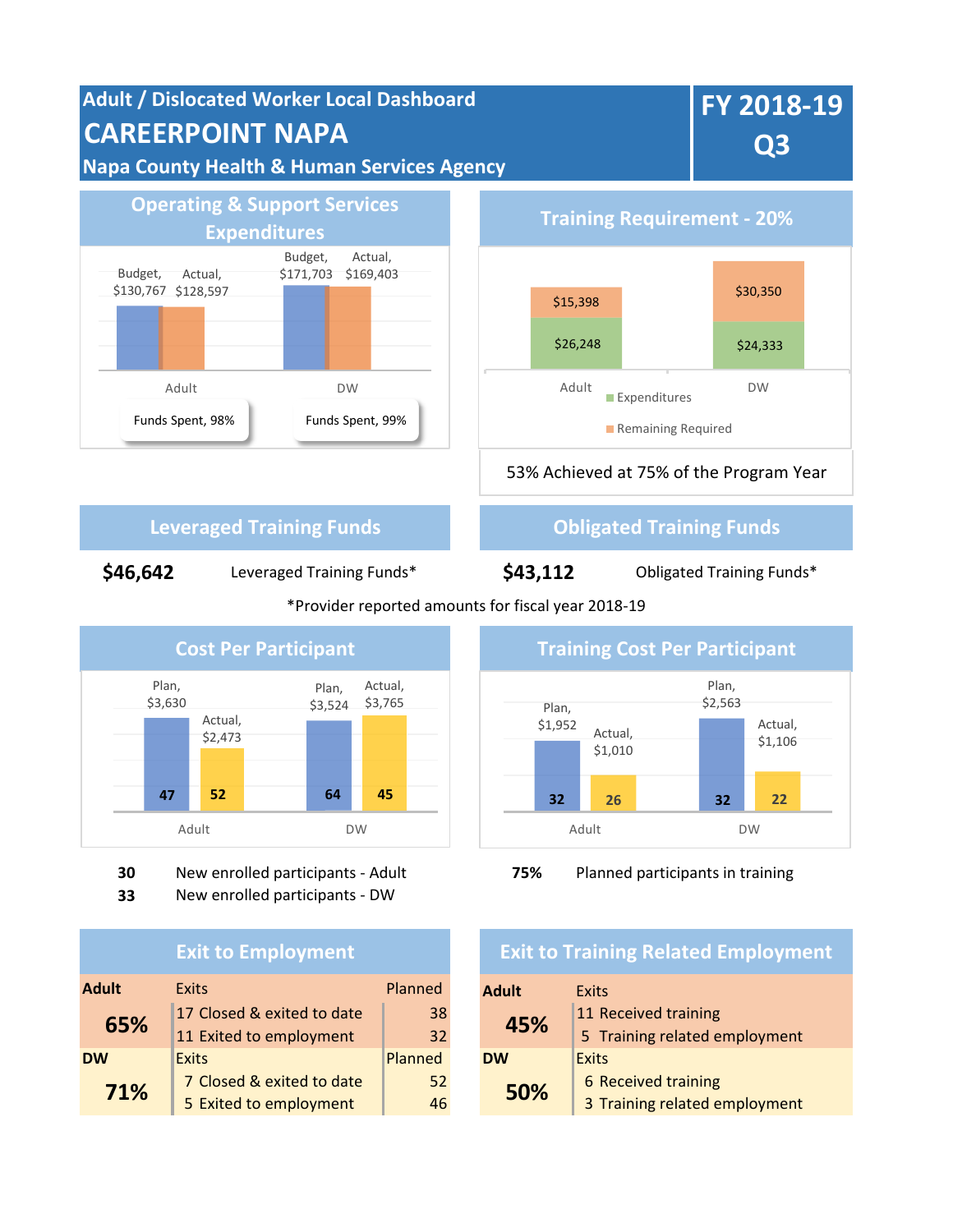# Adult / Dislocated Worker Local Dashboard

# CAREERPOINT NAPA

## Napa County Health & Human Services Agency

## FY 2018-19 Q3

## Operating & Support Services Expenditures

| | Budget | Actual | Funds Spent |
|---|---|---|---|
| Adult | $130,767 | $128,597 | 98% |
| DW | $171,703 | $169,403 | 99% |

## Training Requirement - 20%

| | Expenditures | Remaining Required |
|---|---|---|
| Adult | $26,248 | $15,398 |
| DW | $24,333 | $30,350 |

53% Achieved at 75% of the Program Year

## Leveraged Training Funds

**$46,642** Leveraged Training Funds*

## Obligated Training Funds

**$43,112** Obligated Training Funds*

*Provider reported amounts for fiscal year 2018-19

## Cost Per Participant

| | Plan | Actual |
|---|---|---|
| Adult | $3,630 (47) | $2,473 (52) |
| DW | $3,524 (64) | $3,765 (45) |

**30** New enrolled participants - Adult

**33** New enrolled participants - DW

## Training Cost Per Participant

| | Plan | Actual |
|---|---|---|
| Adult | $1,952 (32) | $1,010 (26) |
| DW | $2,563 (32) | $1,106 (22) |

**75%** Planned participants in training

## Exit to Employment

| | Exits | Planned |
|---|---|---|
| **Adult** | | |
| **65%** | 17 Closed & exited to date | 38 |
| | 11 Exited to employment | 32 |
| **DW** | | |
| **71%** | 7 Closed & exited to date | 52 |
| | 5 Exited to employment | 46 |

## Exit to Training Related Employment

| | Exits |
|---|---|
| **Adult** | |
| **45%** | 11 Received training |
| | 5 Training related employment |
| **DW** | |
| **50%** | 6 Received training |
| | 3 Training related employment |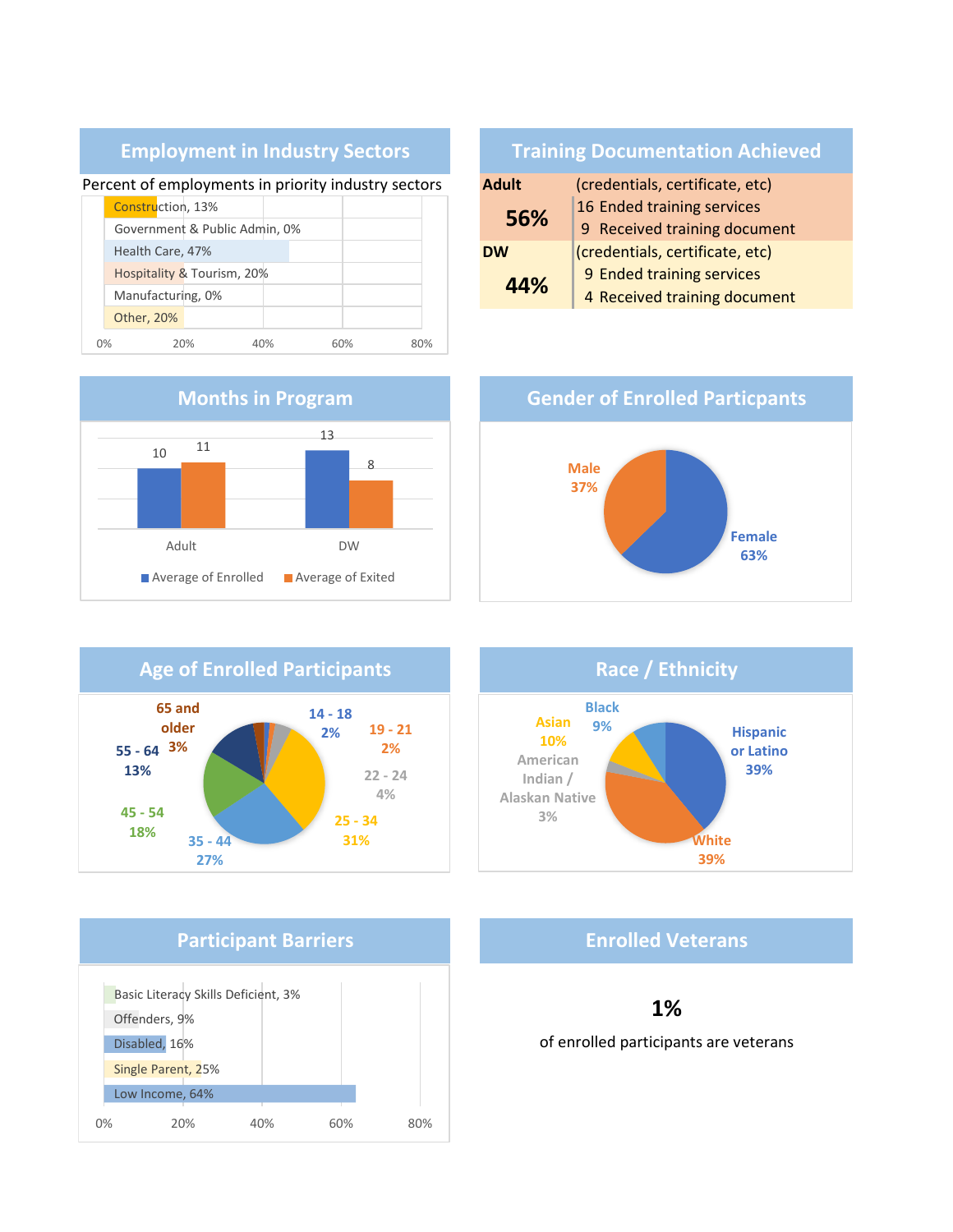## Employment in Industry Sectors

Percent of employments in priority industry sectors

Construction, 13%
Government & Public Admin, 0%
Health Care, 47%
Hospitality & Tourism, 20%
Manufacturing, 0%
Other, 20%

0% 20% 40% 60% 80%

## Training Documentation Achieved

| | |
|---|---|
| **Adult** | (credentials, certificate, etc) |
| **56%** | 16 Ended training services<br>9 Received training document |
| **DW** | (credentials, certificate, etc) |
| **44%** | 9 Ended training services<br>4 Received training document |

## Months in Program

10 11 13 8

Adult DW

Average of Enrolled
Average of Exited

## Gender of Enrolled Particpants

Male 37%
Female 63%

## Age of Enrolled Participants

65 and older 3%
14 - 18 2%
19 - 21 2%
22 - 24 4%
25 - 34 31%
35 - 44 27%
45 - 54 18%
55 - 64 13%

## Race / Ethnicity

Black 9%
Asian 10%
American Indian / Alaskan Native 3%
Hispanic or Latino 39%
White 39%

## Participant Barriers

Basic Literacy Skills Deficient, 3%
Offenders, 9%
Disabled, 16%
Single Parent, 25%
Low Income, 64%

0% 20% 40% 60% 80%

## Enrolled Veterans

**1%**

of enrolled participants are veterans